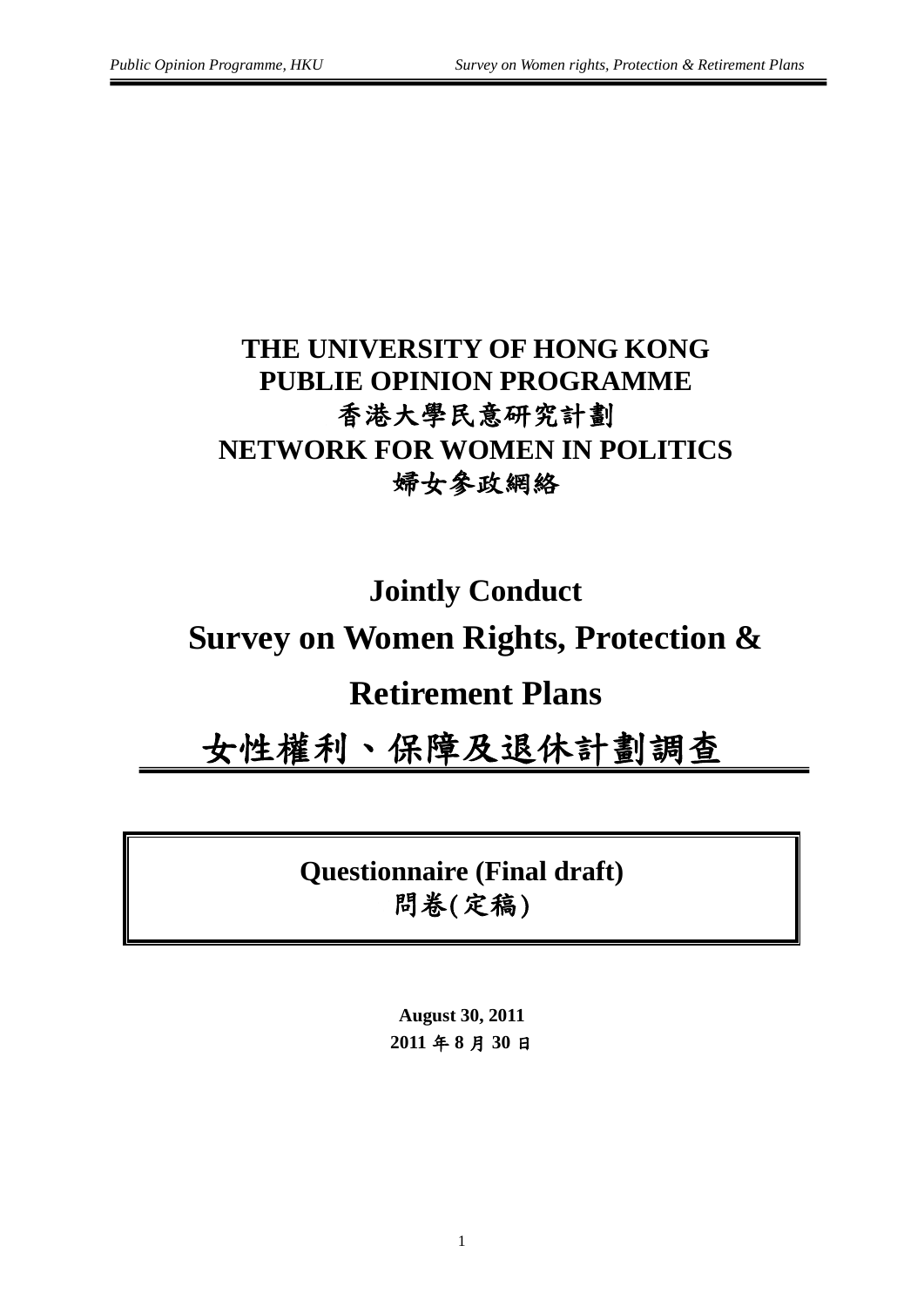**THE UNIVERSITY OF HONG KONG**
**PUBLIE OPINION PROGRAMME**
**香港大學民意研究計劃**
**NETWORK FOR WOMEN IN POLITICS**
**婦女參政網絡**

**Jointly Conduct**

# Survey on Women Rights, Protection & Retirement Plans

# 女性權利、保障及退休計劃調查

**Questionnaire (Final draft)**
**問卷(定稿)**

**August 30, 2011**
**2011 年 8 月 30 日**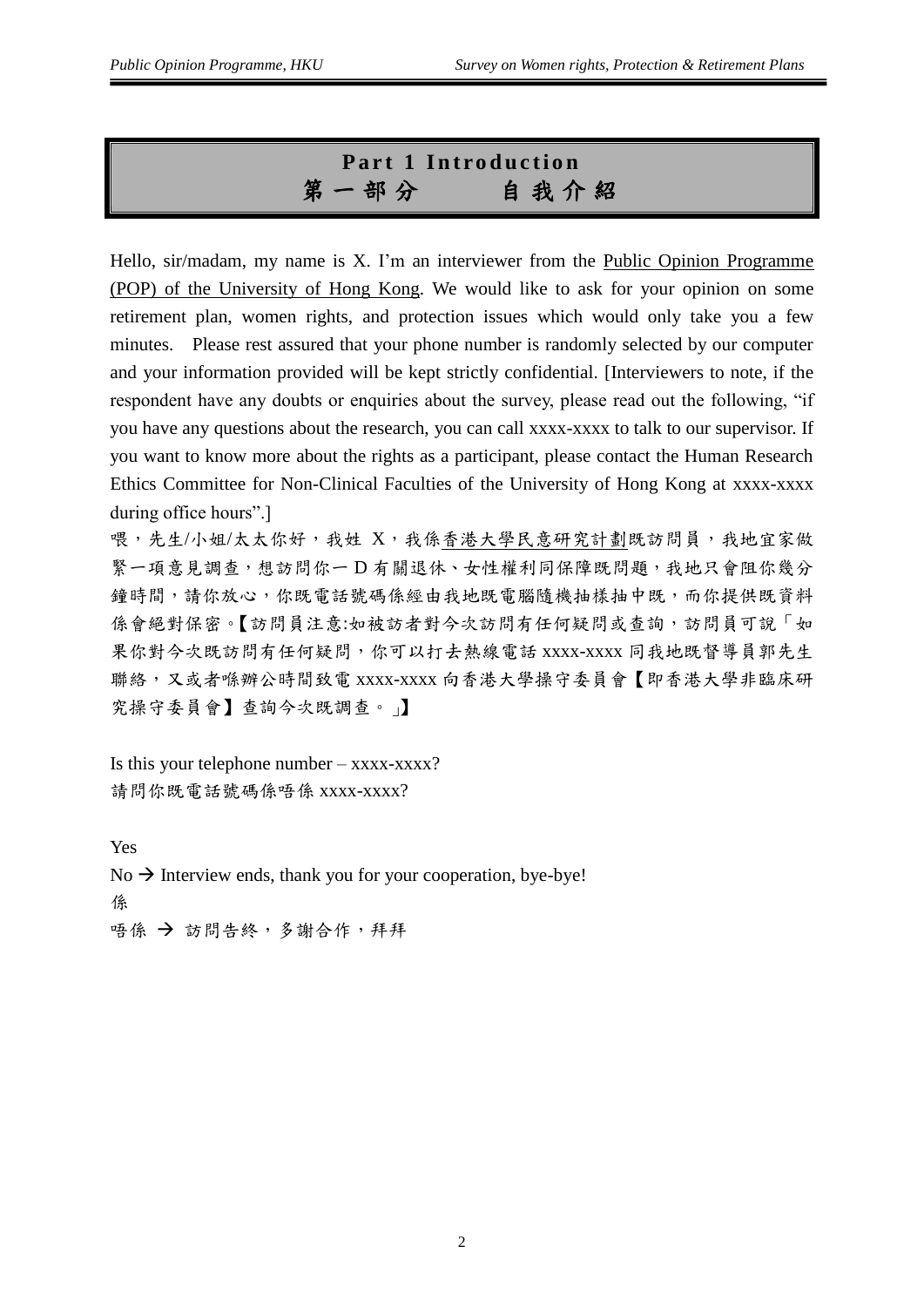# Part 1 Introduction
# 第一部分　　自我介紹

Hello, sir/madam, my name is X. I'm an interviewer from the Public Opinion Programme (POP) of the University of Hong Kong. We would like to ask for your opinion on some retirement plan, women rights, and protection issues which would only take you a few minutes. Please rest assured that your phone number is randomly selected by our computer and your information provided will be kept strictly confidential. [Interviewers to note, if the respondent have any doubts or enquiries about the survey, please read out the following, "if you have any questions about the research, you can call xxxx-xxxx to talk to our supervisor. If you want to know more about the rights as a participant, please contact the Human Research Ethics Committee for Non-Clinical Faculties of the University of Hong Kong at xxxx-xxxx during office hours".]

喂，先生/小姐/太太你好，我姓 X，我係香港大學民意研究計劃既訪問員，我地宜家做緊一項意見調查，想訪問你一D有關退休、女性權利同保障既問題，我地只會阻你幾分鐘時間，請你放心，你既電話號碼係經由我地既電腦隨機抽樣抽中既，而你提供既資料係會絕對保密。【訪問員注意:如被訪者對今次訪問有任何疑問或查詢，訪問員可說「如果你對今次既訪問有任何疑問，你可以打去熱線電話 xxxx-xxxx 同我地既督導員郭先生聯絡，又或者喺辦公時間致電 xxxx-xxxx 向香港大學操守委員會【即香港大學非臨床研究操守委員會】查詢今次既調查。」】

Is this your telephone number – xxxx-xxxx?
請問你既電話號碼係唔係 xxxx-xxxx?

Yes
No → Interview ends, thank you for your cooperation, bye-bye!
係
唔係 → 訪問告終，多謝合作，拜拜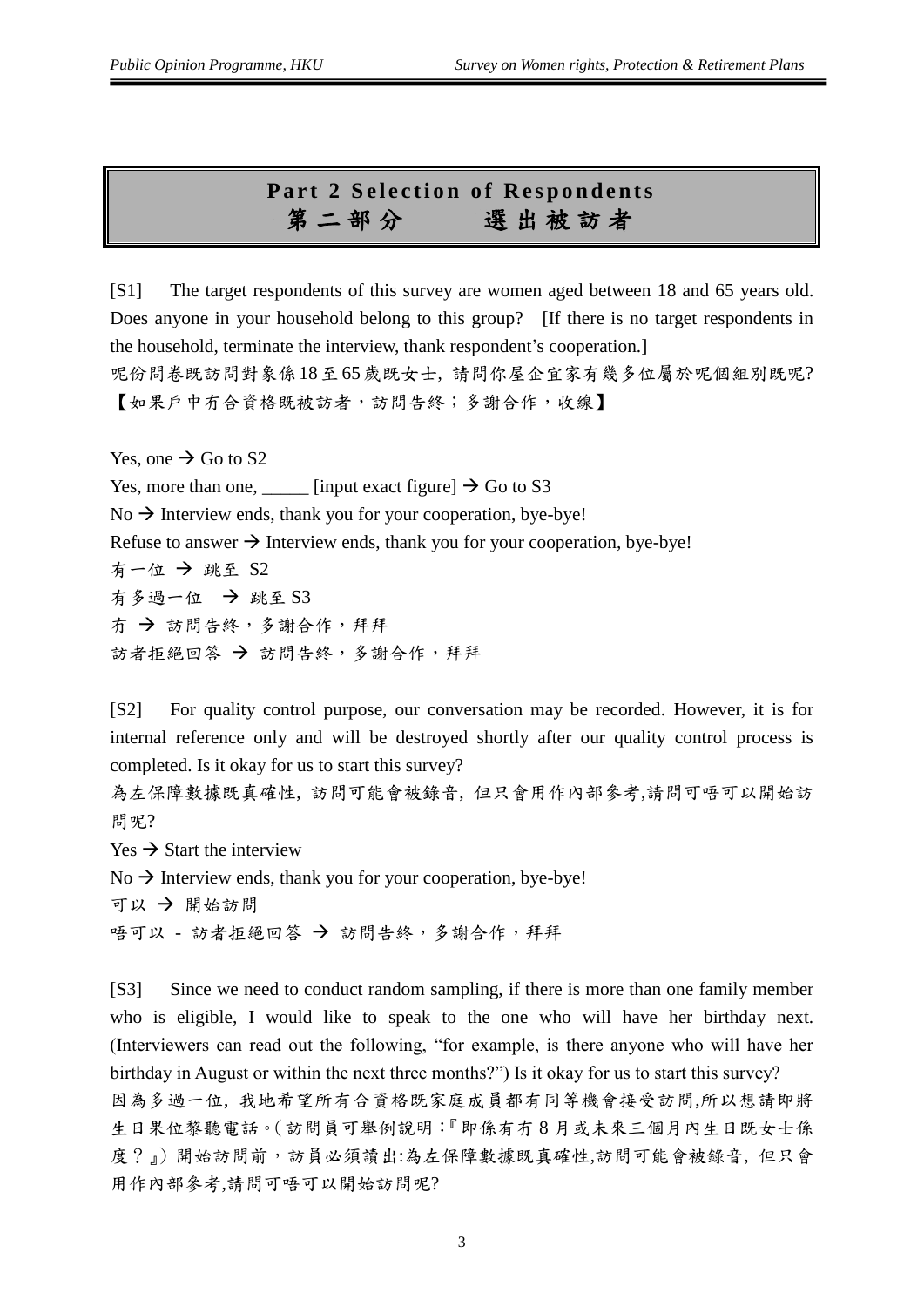# Part 2 Selection of Respondents
# 第二部分　　選出被訪者

[S1]　The target respondents of this survey are women aged between 18 and 65 years old. Does anyone in your household belong to this group?　[If there is no target respondents in the household, terminate the interview, thank respondent's cooperation.]
呢份問卷既訪問對象係18至65歲既女士，請問你屋企宜家有幾多位屬於呢個組別既呢?
【如果戶中冇合資格既被訪者，訪問告終；多謝合作，收線】

Yes, one → Go to S2
Yes, more than one, _____ [input exact figure] → Go to S3
No → Interview ends, thank you for your cooperation, bye-bye!
Refuse to answer → Interview ends, thank you for your cooperation, bye-bye!
有一位 → 跳至 S2
有多過一位 → 跳至 S3
冇 → 訪問告終，多謝合作，拜拜
訪者拒絕回答 → 訪問告終，多謝合作，拜拜

[S2]　For quality control purpose, our conversation may be recorded. However, it is for internal reference only and will be destroyed shortly after our quality control process is completed. Is it okay for us to start this survey?
為左保障數據既真確性，訪問可能會被錄音，但只會用作內部參考,請問可唔可以開始訪問呢?

Yes → Start the interview
No → Interview ends, thank you for your cooperation, bye-bye!
可以 → 開始訪問
唔可以 - 訪者拒絕回答 → 訪問告終，多謝合作，拜拜

[S3]　Since we need to conduct random sampling, if there is more than one family member who is eligible, I would like to speak to the one who will have her birthday next. (Interviewers can read out the following, "for example, is there anyone who will have her birthday in August or within the next three months?") Is it okay for us to start this survey?
因為多過一位，我地希望所有合資格既家庭成員都有同等機會接受訪問,所以想請即將生日果位黎聽電話。(訪問員可舉例說明:『即係有冇8月或未來三個月內生日既女士係度？』) 開始訪問前，訪員必須讀出:為左保障數據既真確性,訪問可能會被錄音，但只會用作內部參考,請問可唔可以開始訪問呢?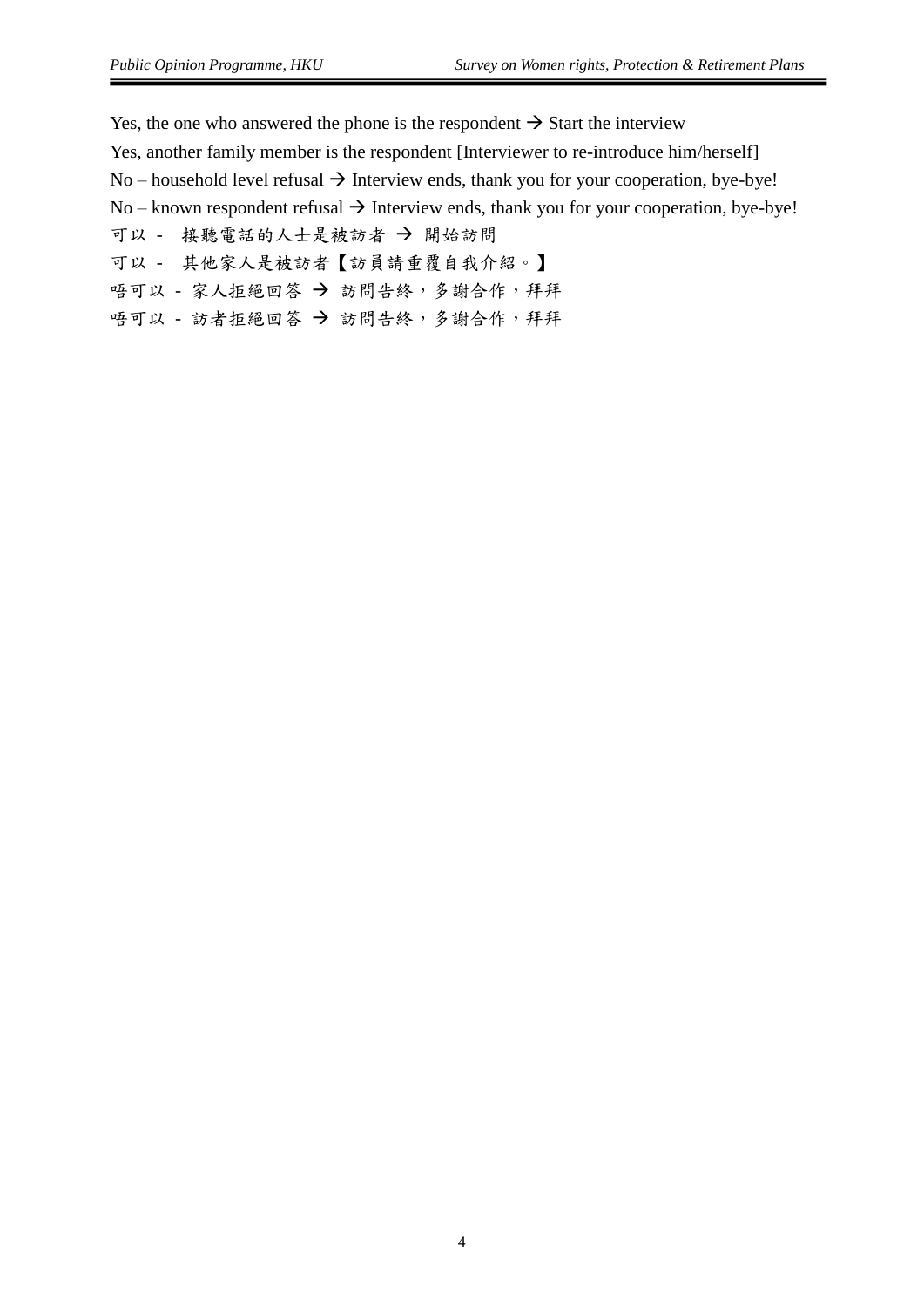Yes, the one who answered the phone is the respondent → Start the interview

Yes, another family member is the respondent [Interviewer to re-introduce him/herself]

No – household level refusal → Interview ends, thank you for your cooperation, bye-bye!

No – known respondent refusal → Interview ends, thank you for your cooperation, bye-bye!

可以 - 接聽電話的人士是被訪者 → 開始訪問

可以 - 其他家人是被訪者【訪員請重覆自我介紹。】

唔可以 - 家人拒絕回答 → 訪問告終，多謝合作，拜拜

唔可以 - 訪者拒絕回答 → 訪問告終，多謝合作，拜拜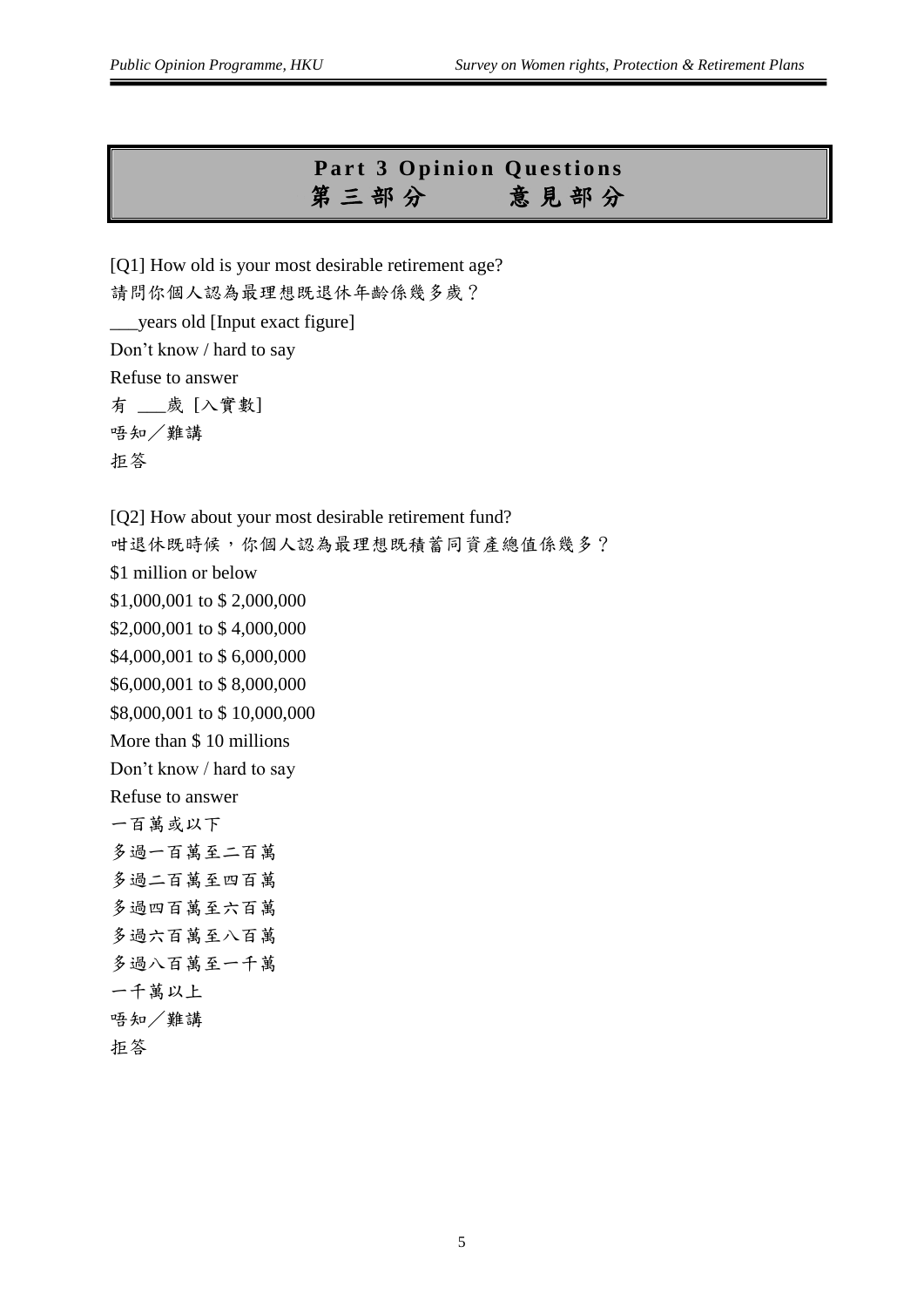# Part 3 Opinion Questions
# 第三部分　　意見部分

[Q1] How old is your most desirable retirement age?

請問你個人認為最理想既退休年齡係幾多歲？

___years old [Input exact figure]

Don't know / hard to say

Refuse to answer

有 ___歲 [入實數]

唔知／難講

拒答

[Q2] How about your most desirable retirement fund?

咁退休既時候，你個人認為最理想既積蓄同資產總值係幾多？

$1 million or below

$1,000,001 to $ 2,000,000

$2,000,001 to $ 4,000,000

$4,000,001 to $ 6,000,000

$6,000,001 to $ 8,000,000

$8,000,001 to $ 10,000,000

More than $ 10 millions

Don't know / hard to say

Refuse to answer

一百萬或以下

多過一百萬至二百萬

多過二百萬至四百萬

多過四百萬至六百萬

多過六百萬至八百萬

多過八百萬至一千萬

一千萬以上

唔知／難講

拒答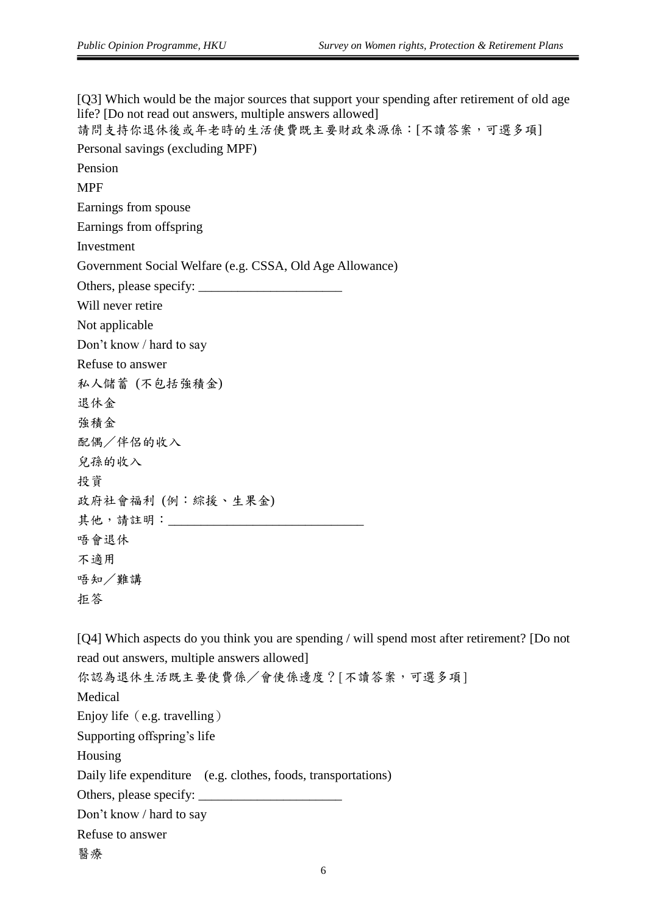[Q3] Which would be the major sources that support your spending after retirement of old age life? [Do not read out answers, multiple answers allowed]

請問支持你退休後或年老時的生活使費既主要財政來源係：[不讀答案，可選多項]

Personal savings (excluding MPF)

Pension

MPF

Earnings from spouse

Earnings from offspring

Investment

Government Social Welfare (e.g. CSSA, Old Age Allowance)

Others, please specify: ______________________

Will never retire

Not applicable

Don't know / hard to say

Refuse to answer

私人儲蓄 (不包括強積金)

退休金

強積金

配偶／伴侶的收入

兒孫的收入

投資

政府社會福利 (例：綜援、生果金)

其他，請註明：______________________________

唔會退休

不適用

唔知／難講

拒答

[Q4] Which aspects do you think you are spending / will spend most after retirement? [Do not read out answers, multiple answers allowed]

你認為退休生活既主要使費係／會使係邊度？[不讀答案，可選多項]

Medical

Enjoy life（e.g. travelling）

Supporting offspring's life

Housing

Daily life expenditure (e.g. clothes, foods, transportations)

Others, please specify: ______________________

Don't know / hard to say

Refuse to answer

醫療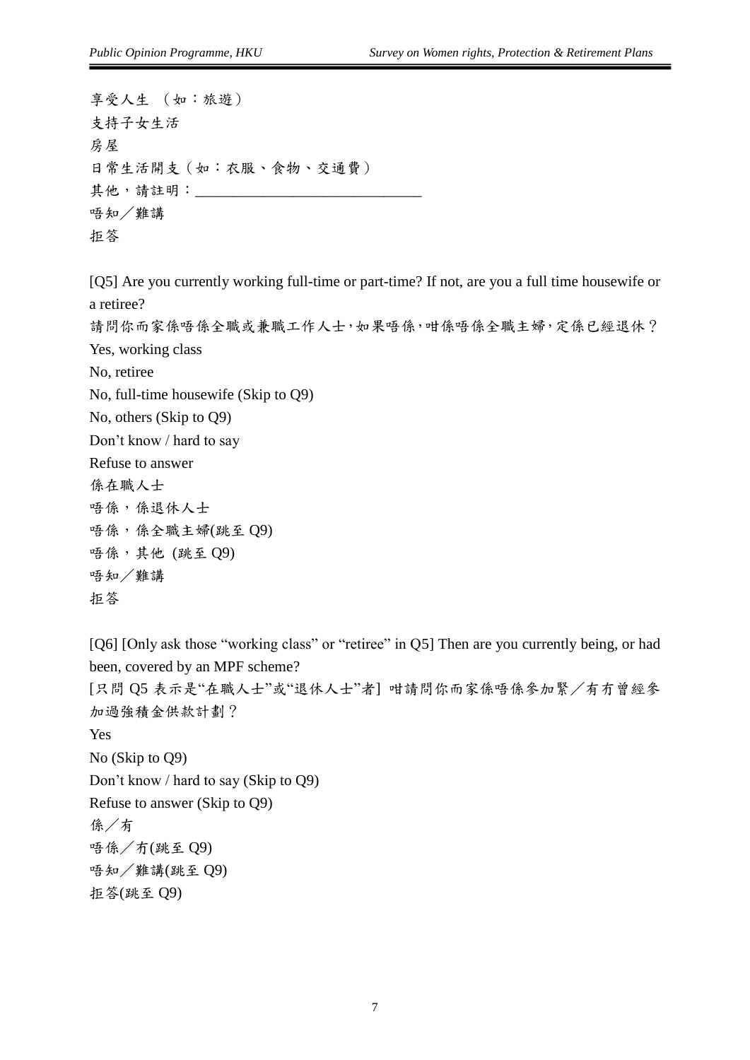享受人生 （如：旅遊）
支持子女生活
房屋
日常生活開支（如：衣服、食物、交通費）
其他，請註明：______________________________
唔知／難講
拒答

[Q5] Are you currently working full-time or part-time? If not, are you a full time housewife or a retiree?
請問你而家係唔係全職或兼職工作人士，如果唔係，咁係唔係全職主婦，定係已經退休？
Yes, working class
No, retiree
No, full-time housewife (Skip to Q9)
No, others (Skip to Q9)
Don't know / hard to say
Refuse to answer
係在職人士
唔係，係退休人士
唔係，係全職主婦(跳至 Q9)
唔係，其他 (跳至 Q9)
唔知／難講
拒答

[Q6] [Only ask those "working class" or "retiree" in Q5] Then are you currently being, or had been, covered by an MPF scheme?
[只問 Q5 表示是"在職人士"或"退休人士"者] 咁請問你而家係唔係參加緊／有冇曾經參加過強積金供款計劃？
Yes
No (Skip to Q9)
Don't know / hard to say (Skip to Q9)
Refuse to answer (Skip to Q9)
係／有
唔係／冇(跳至 Q9)
唔知／難講(跳至 Q9)
拒答(跳至 Q9)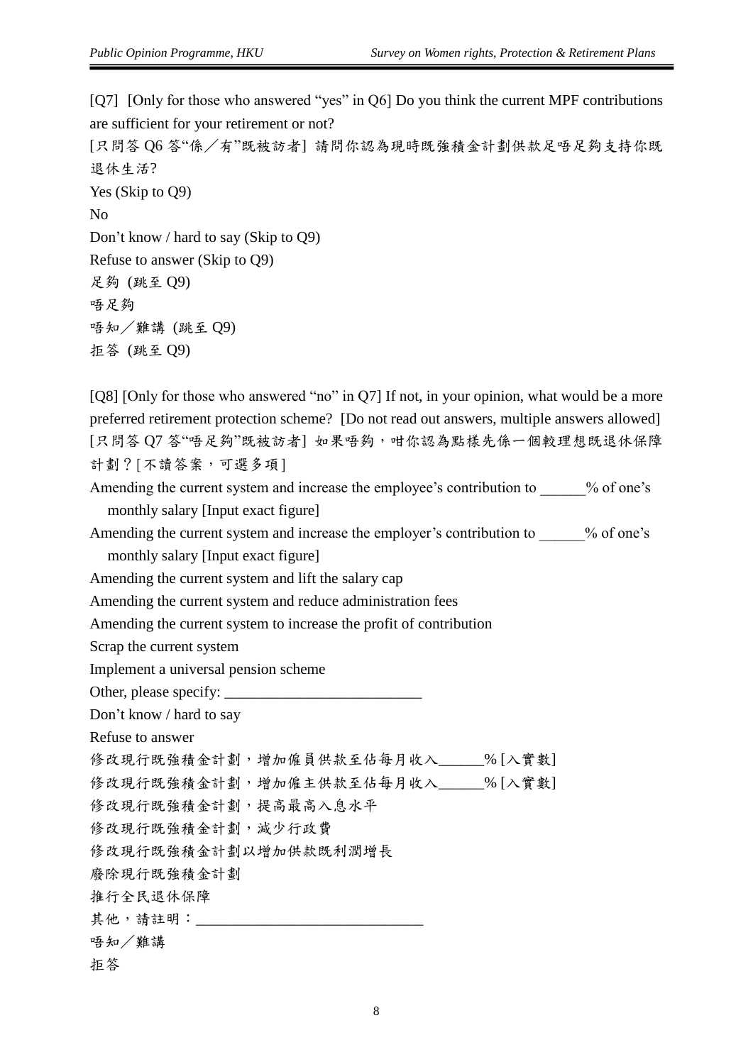[Q7] [Only for those who answered "yes" in Q6] Do you think the current MPF contributions are sufficient for your retirement or not?

[只問答 Q6 答"係／有"既被訪者] 請問你認為現時既強積金計劃供款足唔足夠支持你既退休生活?

Yes (Skip to Q9)

No

Don't know / hard to say (Skip to Q9)

Refuse to answer (Skip to Q9)

足夠 (跳至 Q9)

唔足夠

唔知／難講 (跳至 Q9)

拒答 (跳至 Q9)

[Q8] [Only for those who answered "no" in Q7] If not, in your opinion, what would be a more preferred retirement protection scheme? [Do not read out answers, multiple answers allowed]

[只問答 Q7 答"唔足夠"既被訪者] 如果唔夠，咁你認為點樣先係一個較理想既退休保障計劃？[不讀答案，可選多項]

Amending the current system and increase the employee's contribution to ______% of one's monthly salary [Input exact figure]

Amending the current system and increase the employer's contribution to ______% of one's monthly salary [Input exact figure]

Amending the current system and lift the salary cap

Amending the current system and reduce administration fees

Amending the current system to increase the profit of contribution

Scrap the current system

Implement a universal pension scheme

Other, please specify: __________________________

Don't know / hard to say

Refuse to answer

修改現行既強積金計劃，增加僱員供款至佔每月收入______% [入實數]

修改現行既強積金計劃，增加僱主供款至佔每月收入______% [入實數]

修改現行既強積金計劃，提高最高入息水平

修改現行既強積金計劃，減少行政費

修改現行既強積金計劃以增加供款既利潤增長

廢除現行既強積金計劃

推行全民退休保障

其他，請註明：______________________________

唔知／難講

拒答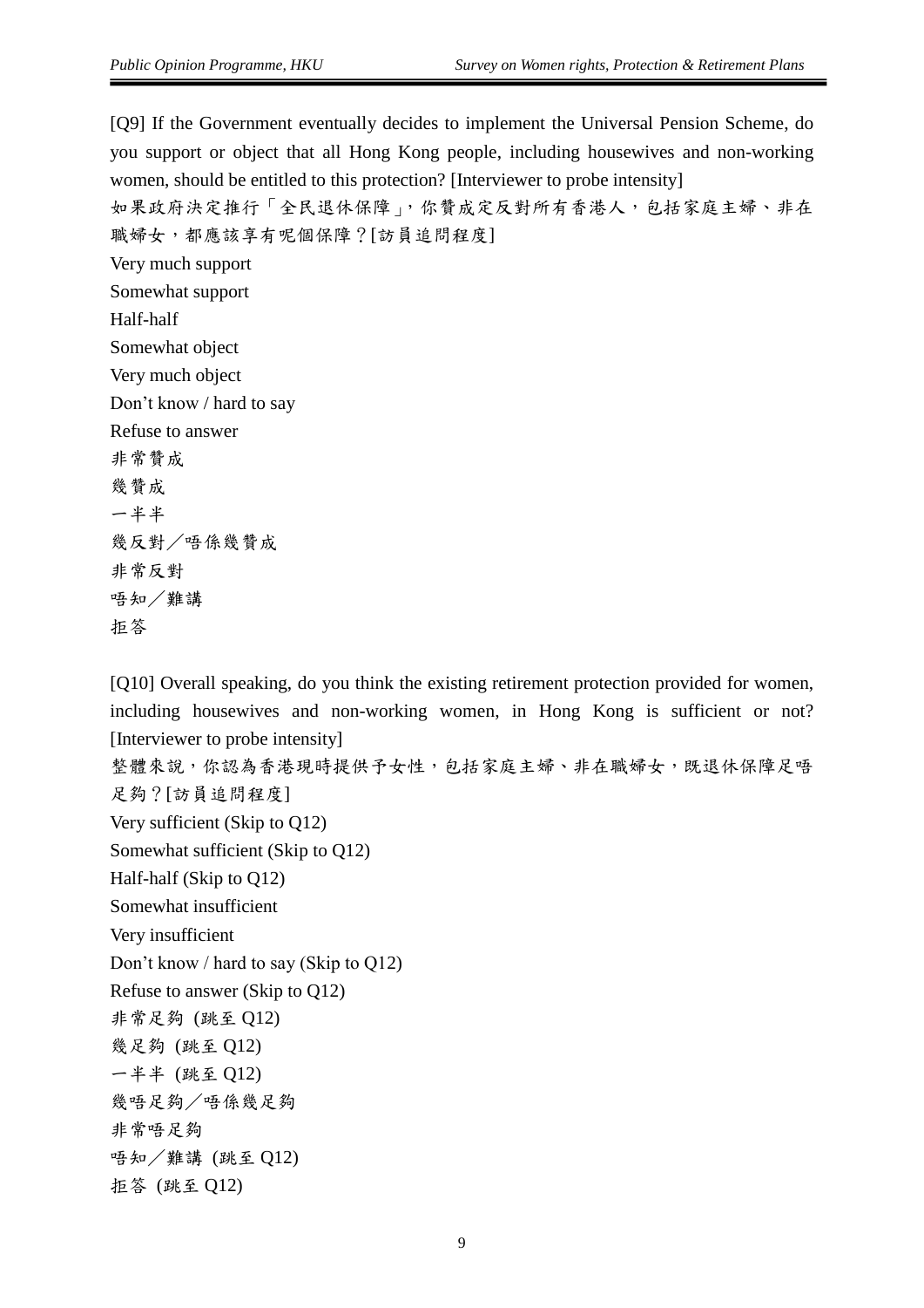[Q9] If the Government eventually decides to implement the Universal Pension Scheme, do you support or object that all Hong Kong people, including housewives and non-working women, should be entitled to this protection? [Interviewer to probe intensity]

如果政府決定推行「全民退休保障」，你贊成定反對所有香港人，包括家庭主婦、非在職婦女，都應該享有呢個保障？[訪員追問程度]

Very much support
Somewhat support
Half-half
Somewhat object
Very much object
Don't know / hard to say
Refuse to answer
非常贊成
幾贊成
一半半
幾反對／唔係幾贊成
非常反對
唔知／難講
拒答

[Q10] Overall speaking, do you think the existing retirement protection provided for women, including housewives and non-working women, in Hong Kong is sufficient or not? [Interviewer to probe intensity]

整體來說，你認為香港現時提供予女性，包括家庭主婦、非在職婦女，既退休保障足唔足夠？[訪員追問程度]

Very sufficient (Skip to Q12)
Somewhat sufficient (Skip to Q12)
Half-half (Skip to Q12)
Somewhat insufficient
Very insufficient
Don't know / hard to say (Skip to Q12)
Refuse to answer (Skip to Q12)
非常足夠 (跳至 Q12)
幾足夠 (跳至 Q12)
一半半 (跳至 Q12)
幾唔足夠／唔係幾足夠
非常唔足夠
唔知／難講 (跳至 Q12)
拒答 (跳至 Q12)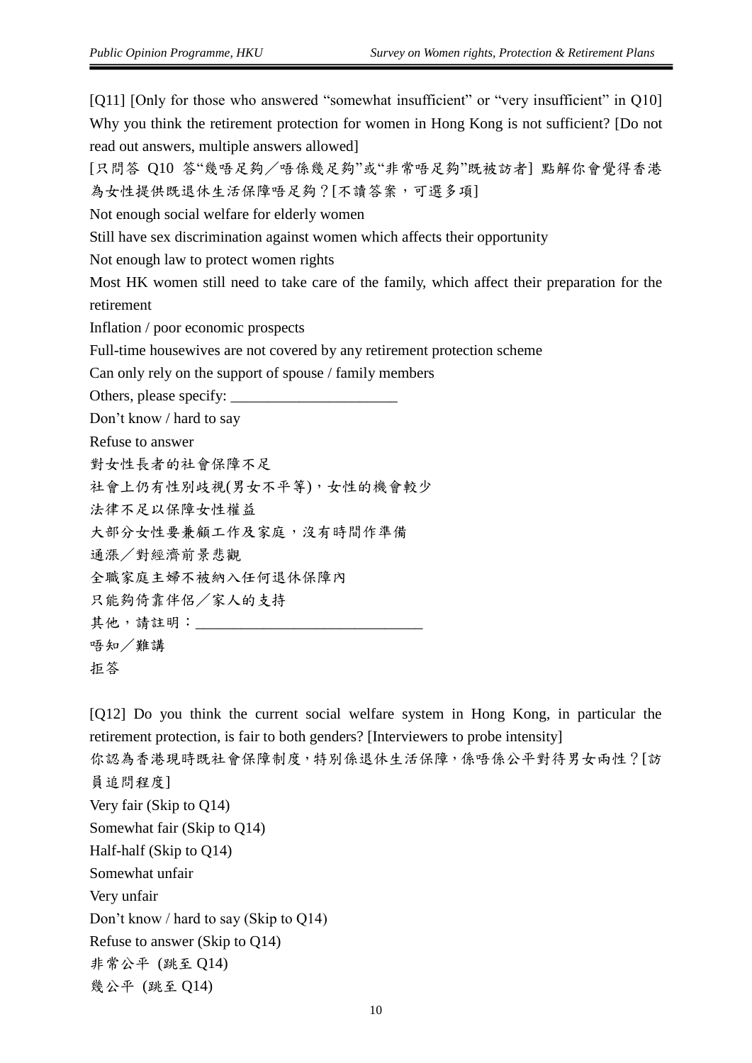[Q11] [Only for those who answered “somewhat insufficient” or “very insufficient” in Q10] Why you think the retirement protection for women in Hong Kong is not sufficient? [Do not read out answers, multiple answers allowed]

[只問答 Q10 答“幾唔足夠／唔係幾足夠”或“非常唔足夠”既被訪者] 點解你會覺得香港為女性提供既退休生活保障唔足夠？[不讀答案，可選多項]

Not enough social welfare for elderly women

Still have sex discrimination against women which affects their opportunity

Not enough law to protect women rights

Most HK women still need to take care of the family, which affect their preparation for the retirement

Inflation / poor economic prospects

Full-time housewives are not covered by any retirement protection scheme

Can only rely on the support of spouse / family members

Others, please specify: ______________________

Don’t know / hard to say

Refuse to answer

對女性長者的社會保障不足

社會上仍有性別歧視(男女不平等)，女性的機會較少

法律不足以保障女性權益

大部分女性要兼顧工作及家庭，沒有時間作準備

通漲／對經濟前景悲觀

全職家庭主婦不被納入任何退休保障內

只能夠倚靠伴侶／家人的支持

其他，請註明：______________________________

唔知／難講

拒答

[Q12] Do you think the current social welfare system in Hong Kong, in particular the retirement protection, is fair to both genders? [Interviewers to probe intensity]

你認為香港現時既社會保障制度，特別係退休生活保障，係唔係公平對待男女兩性？[訪員追問程度]

Very fair (Skip to Q14)

Somewhat fair (Skip to Q14)

Half-half (Skip to Q14)

Somewhat unfair

Very unfair

Don’t know / hard to say (Skip to Q14)

Refuse to answer (Skip to Q14)

非常公平 (跳至 Q14)

幾公平 (跳至 Q14)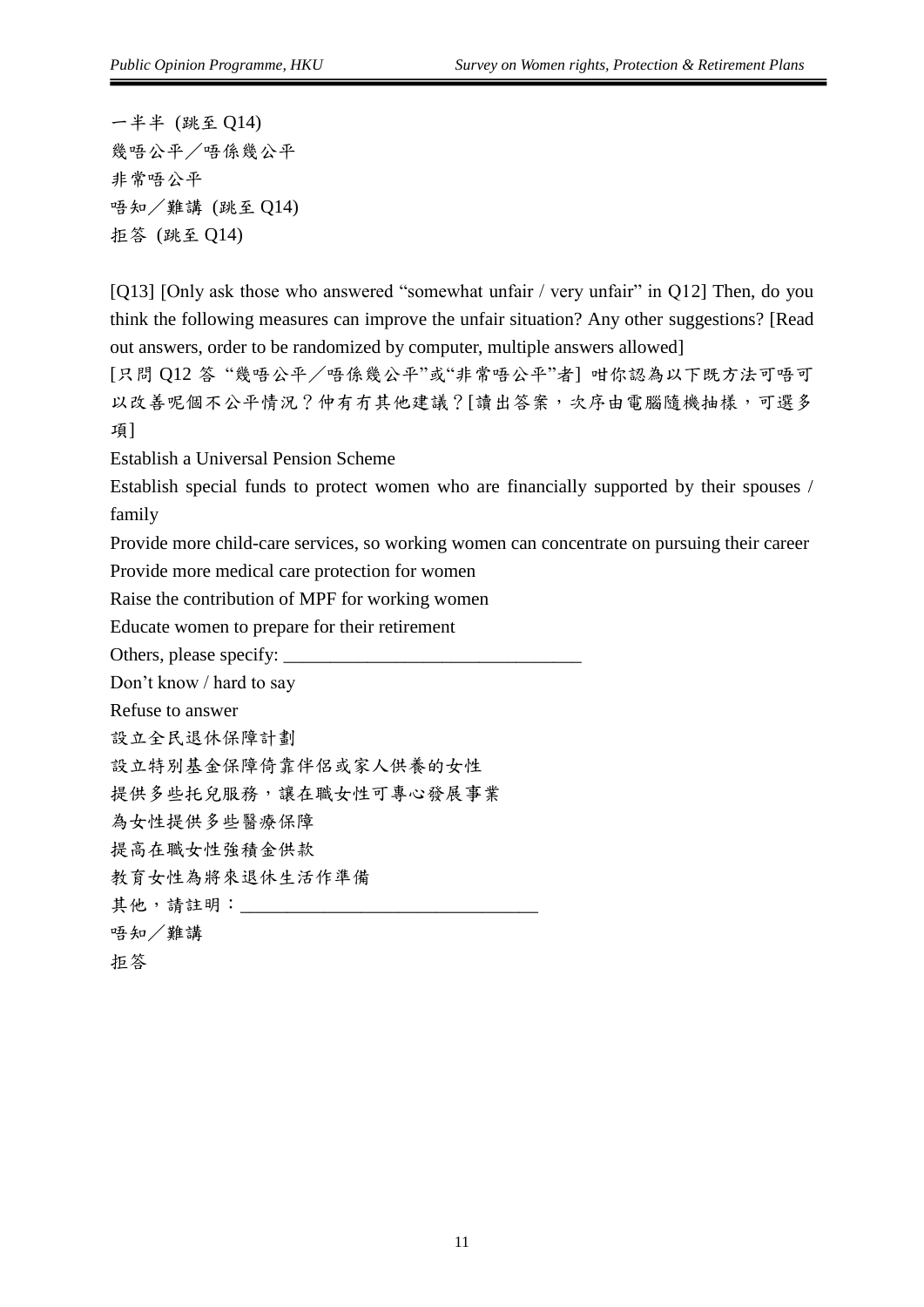一半半 (跳至 Q14)

幾唔公平／唔係幾公平

非常唔公平

唔知／難講 (跳至 Q14)

拒答 (跳至 Q14)

[Q13] [Only ask those who answered "somewhat unfair / very unfair" in Q12] Then, do you think the following measures can improve the unfair situation? Any other suggestions? [Read out answers, order to be randomized by computer, multiple answers allowed]

[只問 Q12 答 "幾唔公平／唔係幾公平"或"非常唔公平"者] 咁你認為以下既方法可唔可以改善呢個不公平情況？仲有冇其他建議？[讀出答案，次序由電腦隨機抽樣，可選多項]

Establish a Universal Pension Scheme

Establish special funds to protect women who are financially supported by their spouses / family

Provide more child-care services, so working women can concentrate on pursuing their career

Provide more medical care protection for women

Raise the contribution of MPF for working women

Educate women to prepare for their retirement

Others, please specify: ________________________________

Don't know / hard to say

Refuse to answer

設立全民退休保障計劃

設立特別基金保障倚靠伴侶或家人供養的女性

提供多些托兒服務，讓在職女性可專心發展事業

為女性提供多些醫療保障

提高在職女性強積金供款

教育女性為將來退休生活作準備

其他，請註明：________________________________

唔知／難講

拒答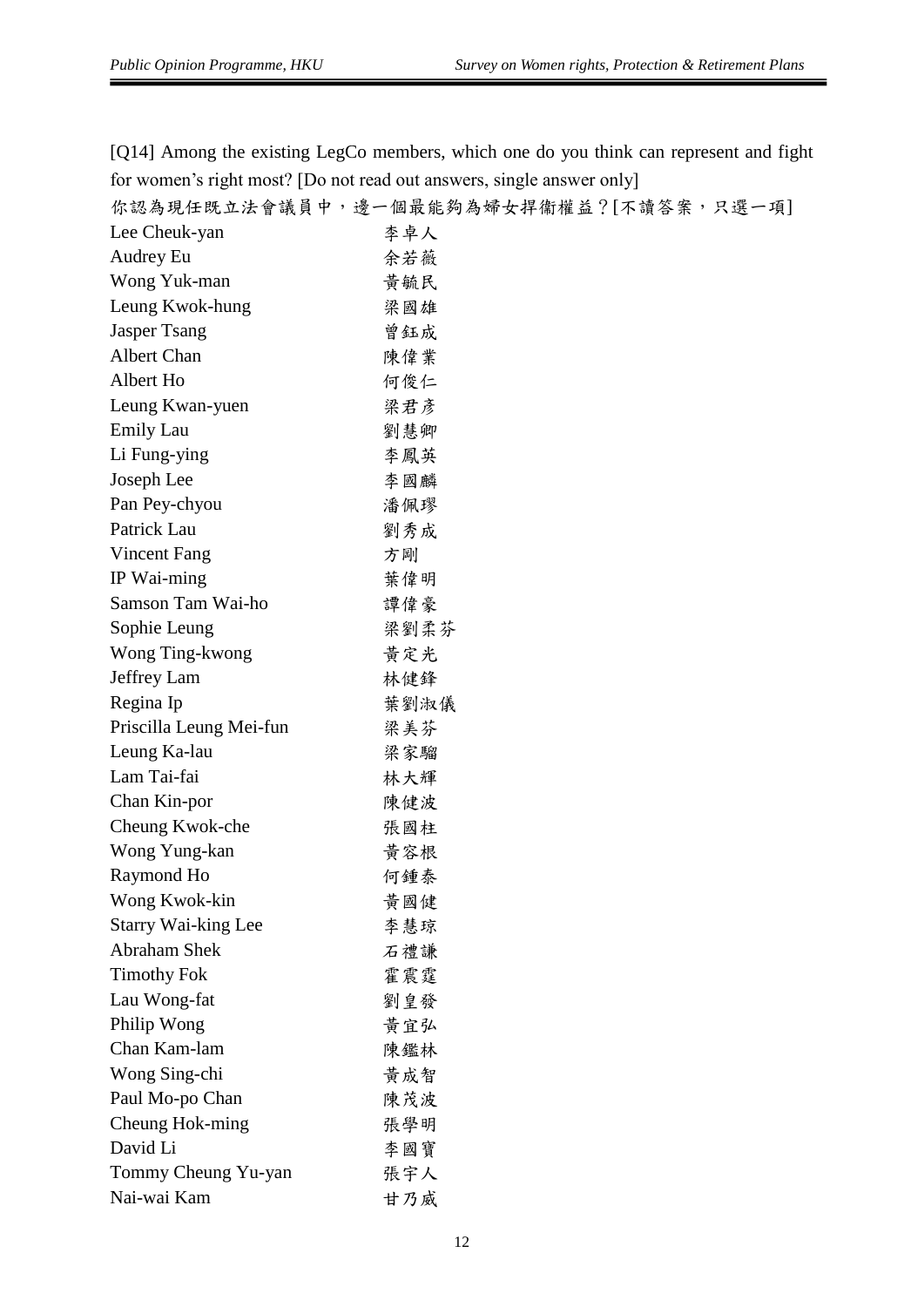[Q14] Among the existing LegCo members, which one do you think can represent and fight for women's right most? [Do not read out answers, single answer only]

你認為現任既立法會議員中，邊一個最能夠為婦女捍衛權益？[不讀答案，只選一項]

| | |
|---|---|
| Lee Cheuk-yan | 李卓人 |
| Audrey Eu | 余若薇 |
| Wong Yuk-man | 黃毓民 |
| Leung Kwok-hung | 梁國雄 |
| Jasper Tsang | 曾鈺成 |
| Albert Chan | 陳偉業 |
| Albert Ho | 何俊仁 |
| Leung Kwan-yuen | 梁君彥 |
| Emily Lau | 劉慧卿 |
| Li Fung-ying | 李鳳英 |
| Joseph Lee | 李國麟 |
| Pan Pey-chyou | 潘佩璆 |
| Patrick Lau | 劉秀成 |
| Vincent Fang | 方剛 |
| IP Wai-ming | 葉偉明 |
| Samson Tam Wai-ho | 譚偉豪 |
| Sophie Leung | 梁劉柔芬 |
| Wong Ting-kwong | 黃定光 |
| Jeffrey Lam | 林健鋒 |
| Regina Ip | 葉劉淑儀 |
| Priscilla Leung Mei-fun | 梁美芬 |
| Leung Ka-lau | 梁家騮 |
| Lam Tai-fai | 林大輝 |
| Chan Kin-por | 陳健波 |
| Cheung Kwok-che | 張國柱 |
| Wong Yung-kan | 黃容根 |
| Raymond Ho | 何鍾泰 |
| Wong Kwok-kin | 黃國健 |
| Starry Wai-king Lee | 李慧琼 |
| Abraham Shek | 石禮謙 |
| Timothy Fok | 霍震霆 |
| Lau Wong-fat | 劉皇發 |
| Philip Wong | 黃宜弘 |
| Chan Kam-lam | 陳鑑林 |
| Wong Sing-chi | 黃成智 |
| Paul Mo-po Chan | 陳茂波 |
| Cheung Hok-ming | 張學明 |
| David Li | 李國寶 |
| Tommy Cheung Yu-yan | 張宇人 |
| Nai-wai Kam | 甘乃威 |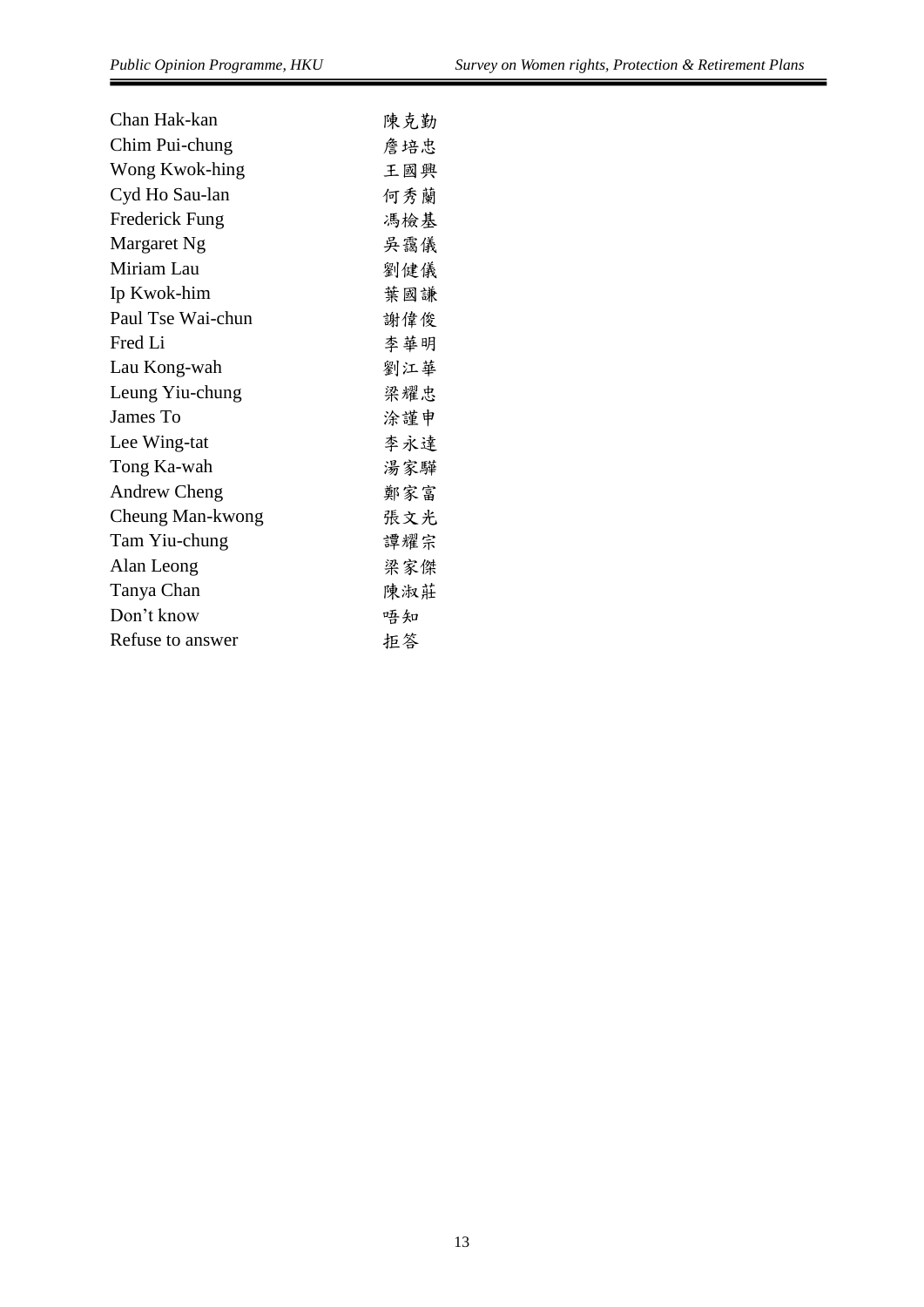| | |
|---|---|
| Chan Hak-kan | 陳克勤 |
| Chim Pui-chung | 詹培忠 |
| Wong Kwok-hing | 王國興 |
| Cyd Ho Sau-lan | 何秀蘭 |
| Frederick Fung | 馮檢基 |
| Margaret Ng | 吳靄儀 |
| Miriam Lau | 劉健儀 |
| Ip Kwok-him | 葉國謙 |
| Paul Tse Wai-chun | 謝偉俊 |
| Fred Li | 李華明 |
| Lau Kong-wah | 劉江華 |
| Leung Yiu-chung | 梁耀忠 |
| James To | 涂謹申 |
| Lee Wing-tat | 李永達 |
| Tong Ka-wah | 湯家驊 |
| Andrew Cheng | 鄭家富 |
| Cheung Man-kwong | 張文光 |
| Tam Yiu-chung | 譚耀宗 |
| Alan Leong | 梁家傑 |
| Tanya Chan | 陳淑莊 |
| Don't know | 唔知 |
| Refuse to answer | 拒答 |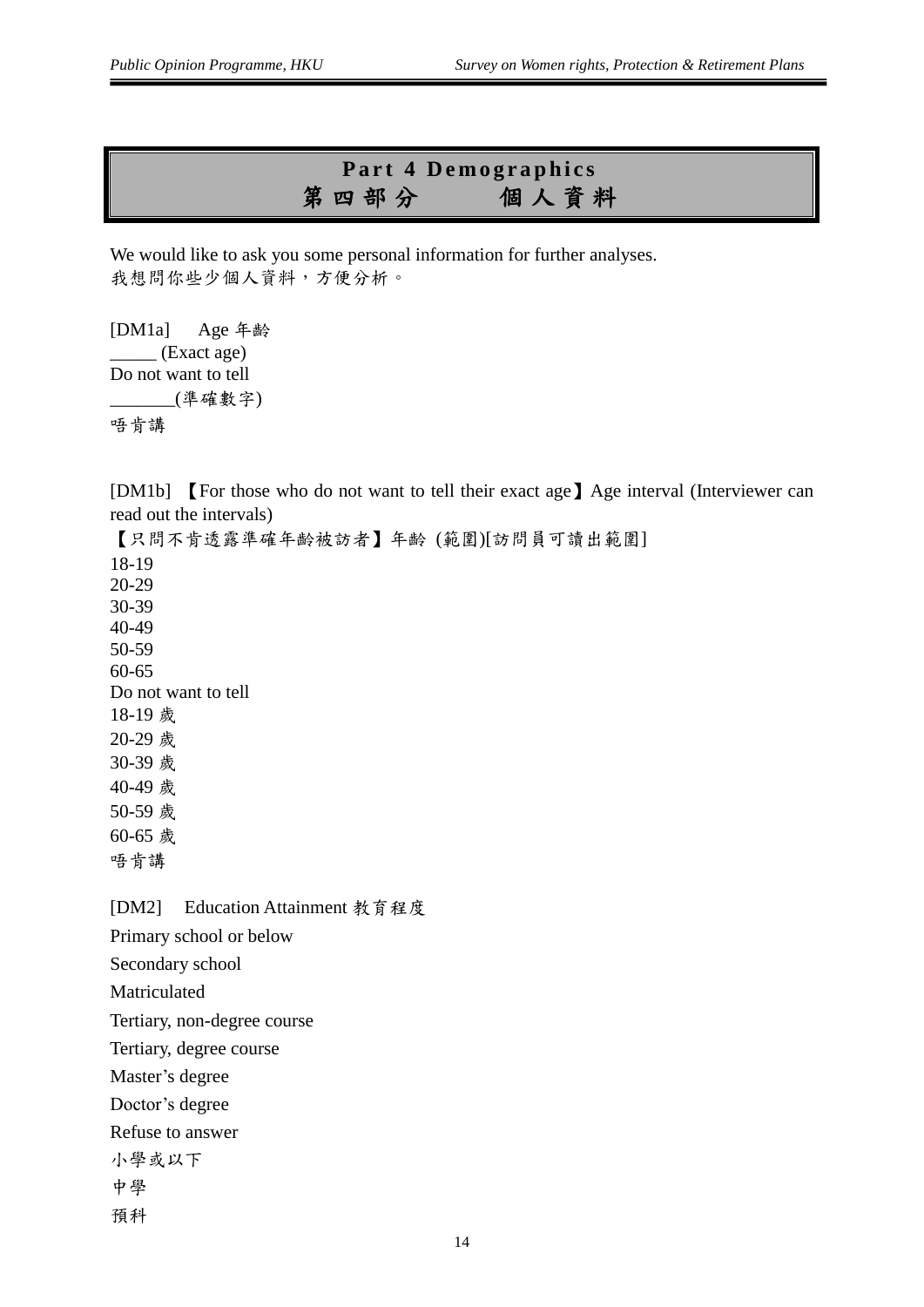## Part 4 Demographics
## 第四部分　　個人資料

We would like to ask you some personal information for further analyses.
我想問你些少個人資料，方便分析。

[DM1a]　Age 年齡
_____ (Exact age)
Do not want to tell
_______(準確數字)
唔肯講

[DM1b]　【For those who do not want to tell their exact age】Age interval (Interviewer can read out the intervals)
【只問不肯透露準確年齡被訪者】年齡 (範圍)[訪問員可讀出範圍]
18-19
20-29
30-39
40-49
50-59
60-65
Do not want to tell
18-19 歲
20-29 歲
30-39 歲
40-49 歲
50-59 歲
60-65 歲
唔肯講

[DM2]　Education Attainment 教育程度
Primary school or below
Secondary school
Matriculated
Tertiary, non-degree course
Tertiary, degree course
Master's degree
Doctor's degree
Refuse to answer
小學或以下
中學
預科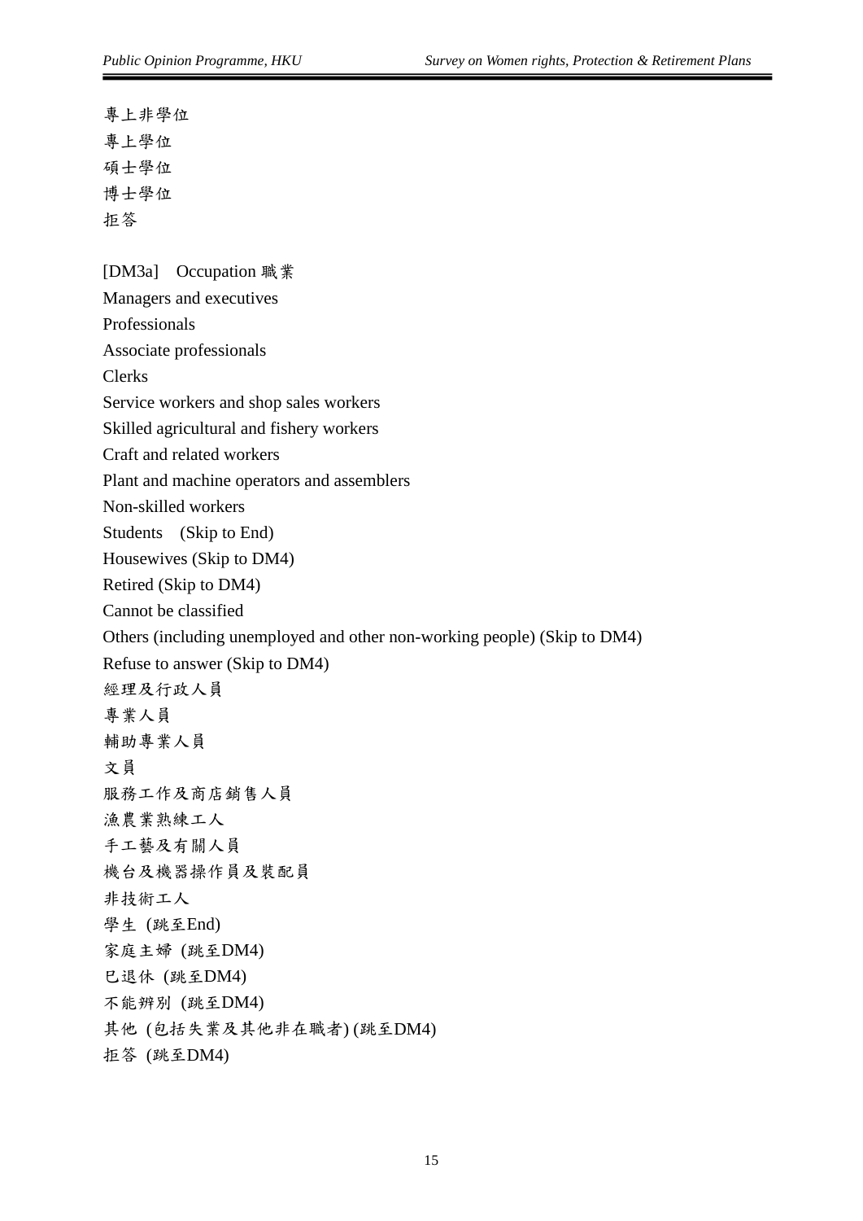專上非學位

專上學位

碩士學位

博士學位

拒答

[DM3a] Occupation 職業

Managers and executives

Professionals

Associate professionals

Clerks

Service workers and shop sales workers

Skilled agricultural and fishery workers

Craft and related workers

Plant and machine operators and assemblers

Non-skilled workers

Students (Skip to End)

Housewives (Skip to DM4)

Retired (Skip to DM4)

Cannot be classified

Others (including unemployed and other non-working people) (Skip to DM4)

Refuse to answer (Skip to DM4)

經理及行政人員

專業人員

輔助專業人員

文員

服務工作及商店銷售人員

漁農業熟練工人

手工藝及有關人員

機台及機器操作員及裝配員

非技術工人

學生 (跳至End)

家庭主婦 (跳至DM4)

已退休 (跳至DM4)

不能辨別 (跳至DM4)

其他 (包括失業及其他非在職者) (跳至DM4)

拒答 (跳至DM4)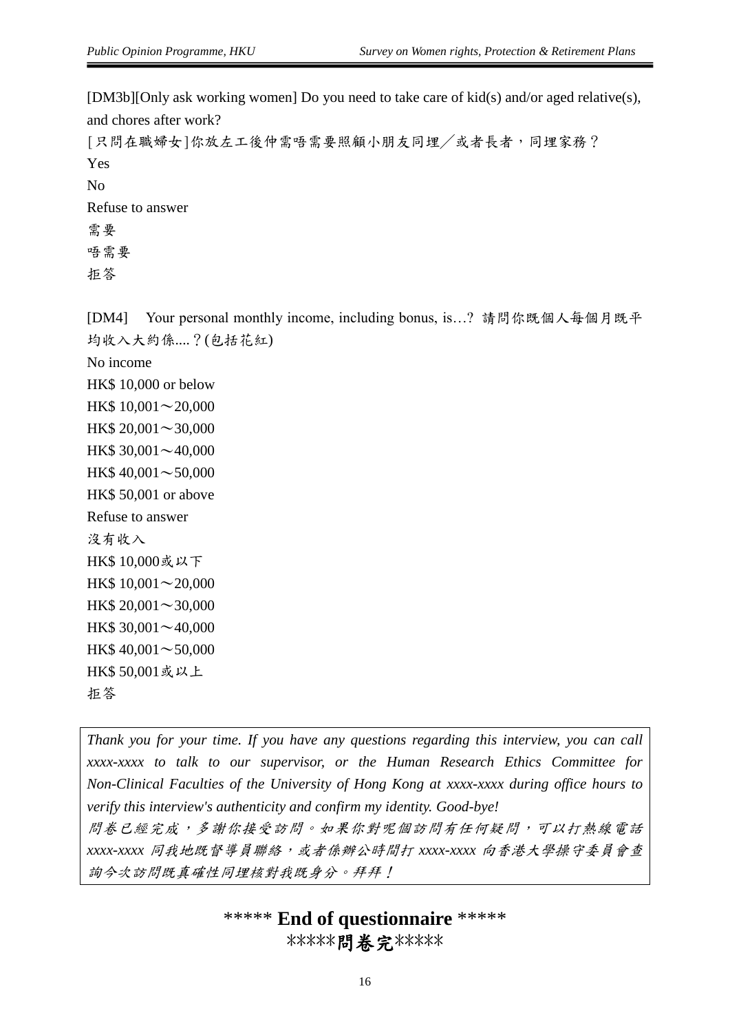[DM3b][Only ask working women] Do you need to take care of kid(s) and/or aged relative(s), and chores after work?

[只問在職婦女]你放左工後仲需唔需要照顧小朋友同埋／或者長者，同埋家務？

Yes

No

Refuse to answer

需要

唔需要

拒答

[DM4] Your personal monthly income, including bonus, is…? 請問你既個人每個月既平均收入大約係....？(包括花紅)

No income

HK$ 10,000 or below

HK$ 10,001～20,000

HK$ 20,001～30,000

HK$ 30,001～40,000

HK$ 40,001～50,000

HK$ 50,001 or above

Refuse to answer

沒有收入

HK$ 10,000或以下

HK$ 10,001～20,000

HK$ 20,001～30,000

HK$ 30,001～40,000

HK$ 40,001～50,000

HK$ 50,001或以上

拒答

*Thank you for your time. If you have any questions regarding this interview, you can call xxxx-xxxx to talk to our supervisor, or the Human Research Ethics Committee for Non-Clinical Faculties of the University of Hong Kong at xxxx-xxxx during office hours to verify this interview's authenticity and confirm my identity. Good-bye!*

*問卷已經完成，多謝你接受訪問。如果你對呢個訪問有任何疑問，可以打熱線電話 xxxx-xxxx 同我地既督導員聯絡，或者係辦公時間打 xxxx-xxxx 向香港大學操守委員會查詢今次訪問既真確性同埋核對我既身分。拜拜！*

***** **End of questionnaire** *****

*****問卷完*****